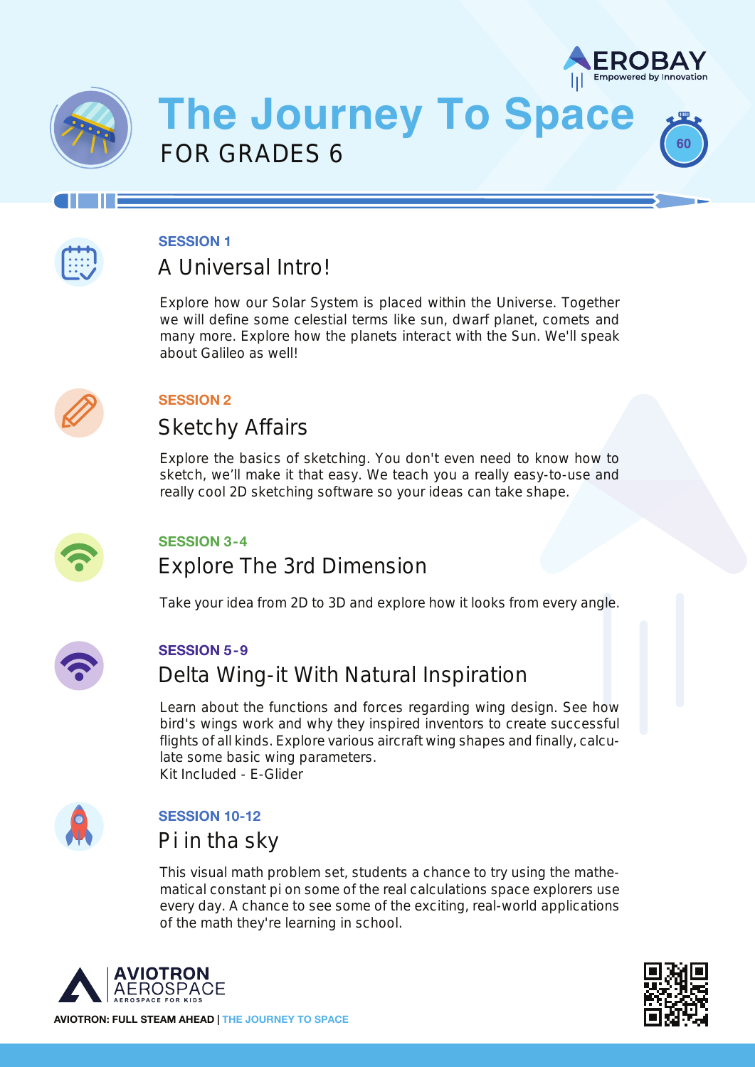AEROBAY
Empowered by Innovation

# The Journey To Space

## FOR GRADES 6

60

### SESSION 1

#### A Universal Intro!

Explore how our Solar System is placed within the Universe. Together we will define some celestial terms like sun, dwarf planet, comets and many more. Explore how the planets interact with the Sun. We'll speak about Galileo as well!

### SESSION 2

#### Sketchy Affairs

Explore the basics of sketching. You don't even need to know how to sketch, we'll make it that easy. We teach you a really easy-to-use and really cool 2D sketching software so your ideas can take shape.

### SESSION 3-4

#### Explore The 3rd Dimension

Take your idea from 2D to 3D and explore how it looks from every angle.

### SESSION 5-9

#### Delta Wing-it With Natural Inspiration

Learn about the functions and forces regarding wing design. See how bird's wings work and why they inspired inventors to create successful flights of all kinds. Explore various aircraft wing shapes and finally, calculate some basic wing parameters.
Kit Included - E-Glider

### SESSION 10-12

#### Pi in tha sky

This visual math problem set, students a chance to try using the mathematical constant pi on some of the real calculations space explorers use every day. A chance to see some of the exciting, real-world applications of the math they're learning in school.

AVIOTRON AEROSPACE
AEROSPACE FOR KIDS

**AVIOTRON: FULL STEAM AHEAD** | THE JOURNEY TO SPACE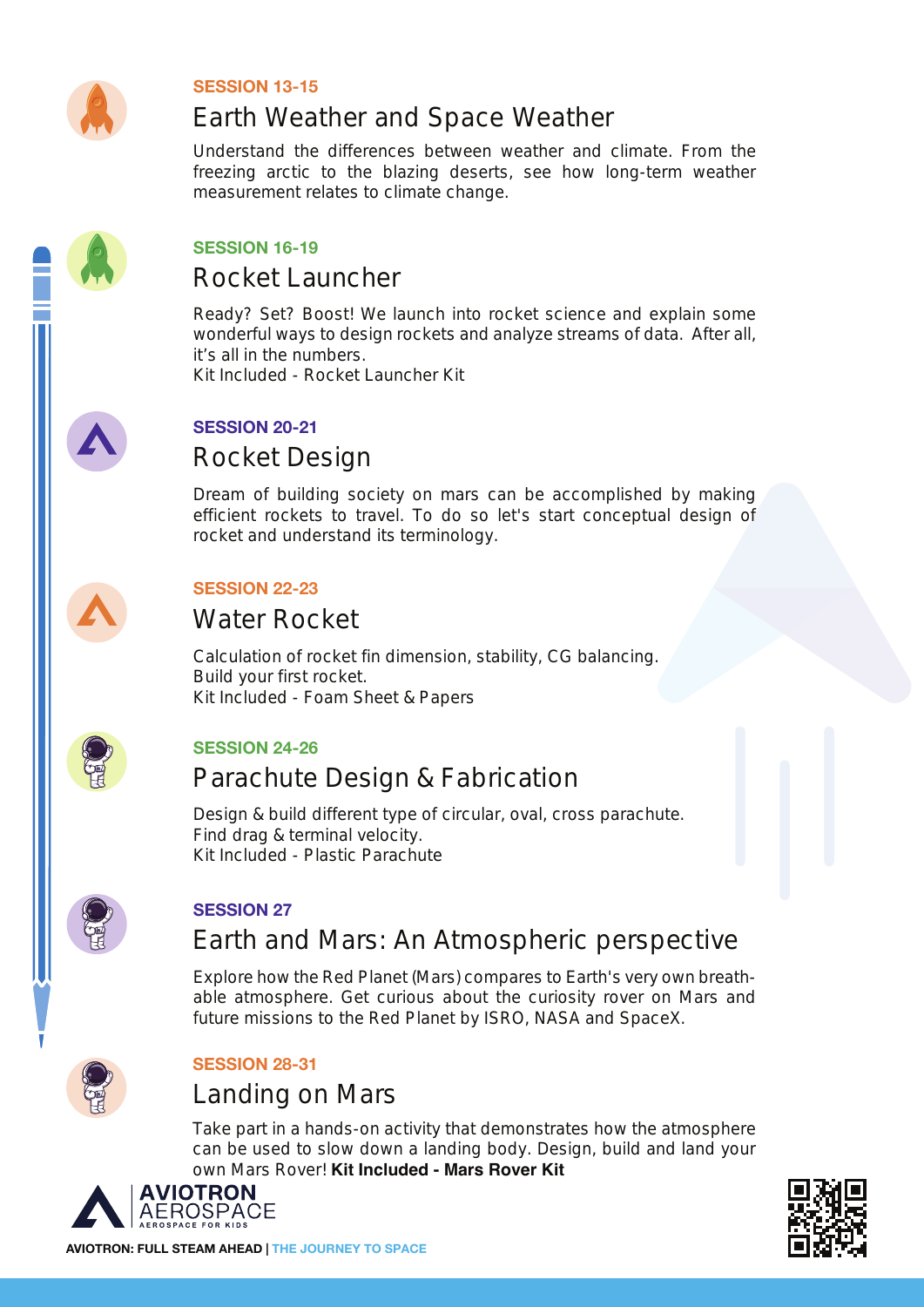**SESSION 13-15**

## Earth Weather and Space Weather

Understand the differences between weather and climate. From the freezing arctic to the blazing deserts, see how long-term weather measurement relates to climate change.

**SESSION 16-19**

## Rocket Launcher

Ready? Set? Boost! We launch into rocket science and explain some wonderful ways to design rockets and analyze streams of data. After all, it's all in the numbers.
Kit Included - Rocket Launcher Kit

**SESSION 20-21**

## Rocket Design

Dream of building society on mars can be accomplished by making efficient rockets to travel. To do so let's start conceptual design of rocket and understand its terminology.

**SESSION 22-23**

## Water Rocket

Calculation of rocket fin dimension, stability, CG balancing.
Build your first rocket.
Kit Included - Foam Sheet & Papers

**SESSION 24-26**

## Parachute Design & Fabrication

Design & build different type of circular, oval, cross parachute.
Find drag & terminal velocity.
Kit Included - Plastic Parachute

**SESSION 27**

## Earth and Mars: An Atmospheric perspective

Explore how the Red Planet (Mars) compares to Earth's very own breath-able atmosphere. Get curious about the curiosity rover on Mars and future missions to the Red Planet by ISRO, NASA and SpaceX.

**SESSION 28-31**

## Landing on Mars

Take part in a hands-on activity that demonstrates how the atmosphere can be used to slow down a landing body. Design, build and land your own Mars Rover! **Kit Included - Mars Rover Kit**

**AVIOTRON** AEROSPACE
AEROSPACE FOR KIDS

**AVIOTRON: FULL STEAM AHEAD** | THE JOURNEY TO SPACE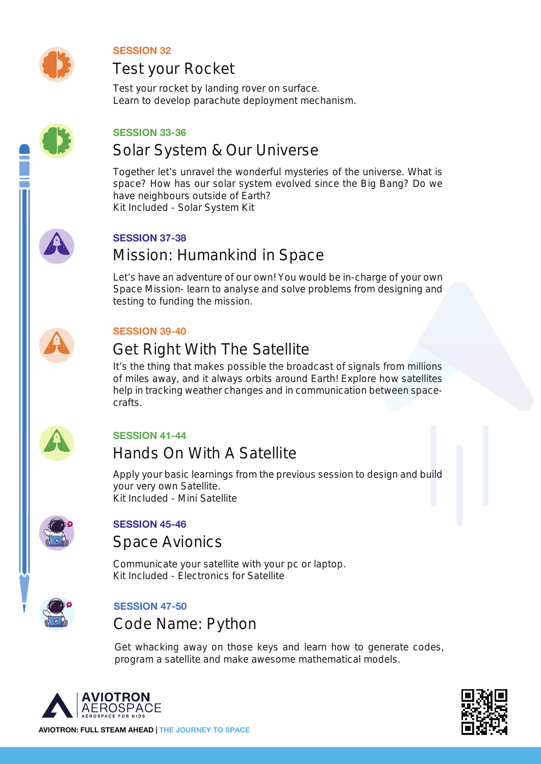### SESSION 32

## Test your Rocket

Test your rocket by landing rover on surface.
Learn to develop parachute deployment mechanism.

### SESSION 33-36

## Solar System & Our Universe

Together let's unravel the wonderful mysteries of the universe. What is space? How has our solar system evolved since the Big Bang? Do we have neighbours outside of Earth?
Kit Included - Solar System Kit

### SESSION 37-38

## Mission: Humankind in Space

Let's have an adventure of our own! You would be in-charge of your own Space Mission- learn to analyse and solve problems from designing and testing to funding the mission.

### SESSION 39-40

## Get Right With The Satellite

It's the thing that makes possible the broadcast of signals from millions of miles away, and it always orbits around Earth! Explore how satellites help in tracking weather changes and in communication between space-crafts.

### SESSION 41-44

## Hands On With A Satellite

Apply your basic learnings from the previous session to design and build your very own Satellite.
Kit Included - Mini Satellite

### SESSION 45-46

## Space Avionics

Communicate your satellite with your pc or laptop.
Kit Included - Electronics for Satellite

### SESSION 47-50

## Code Name: Python

Get whacking away on those keys and learn how to generate codes, program a satellite and make awesome mathematical models.

AVIOTRON AEROSPACE
AEROSPACE FOR KIDS

**AVIOTRON: FULL STEAM AHEAD** | THE JOURNEY TO SPACE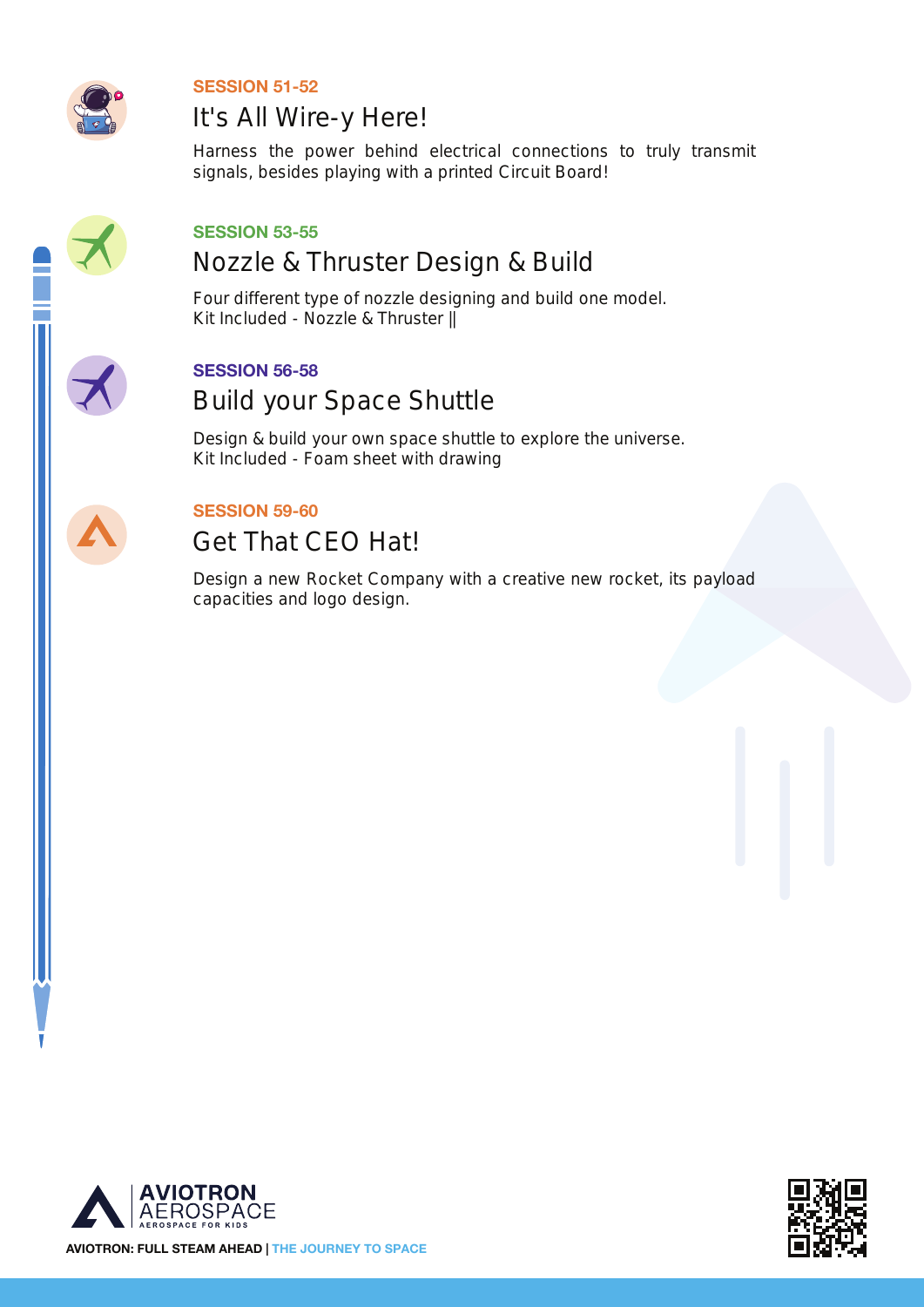**SESSION 51-52**

## It's All Wire-y Here!

Harness the power behind electrical connections to truly transmit signals, besides playing with a printed Circuit Board!

**SESSION 53-55**

## Nozzle & Thruster Design & Build

Four different type of nozzle designing and build one model.
Kit Included - Nozzle & Thruster ||

**SESSION 56-58**

## Build your Space Shuttle

Design & build your own space shuttle to explore the universe.
Kit Included - Foam sheet with drawing

**SESSION 59-60**

## Get That CEO Hat!

Design a new Rocket Company with a creative new rocket, its payload capacities and logo design.

AVIOTRON AEROSPACE
AEROSPACE FOR KIDS

AVIOTRON: FULL STEAM AHEAD | THE JOURNEY TO SPACE